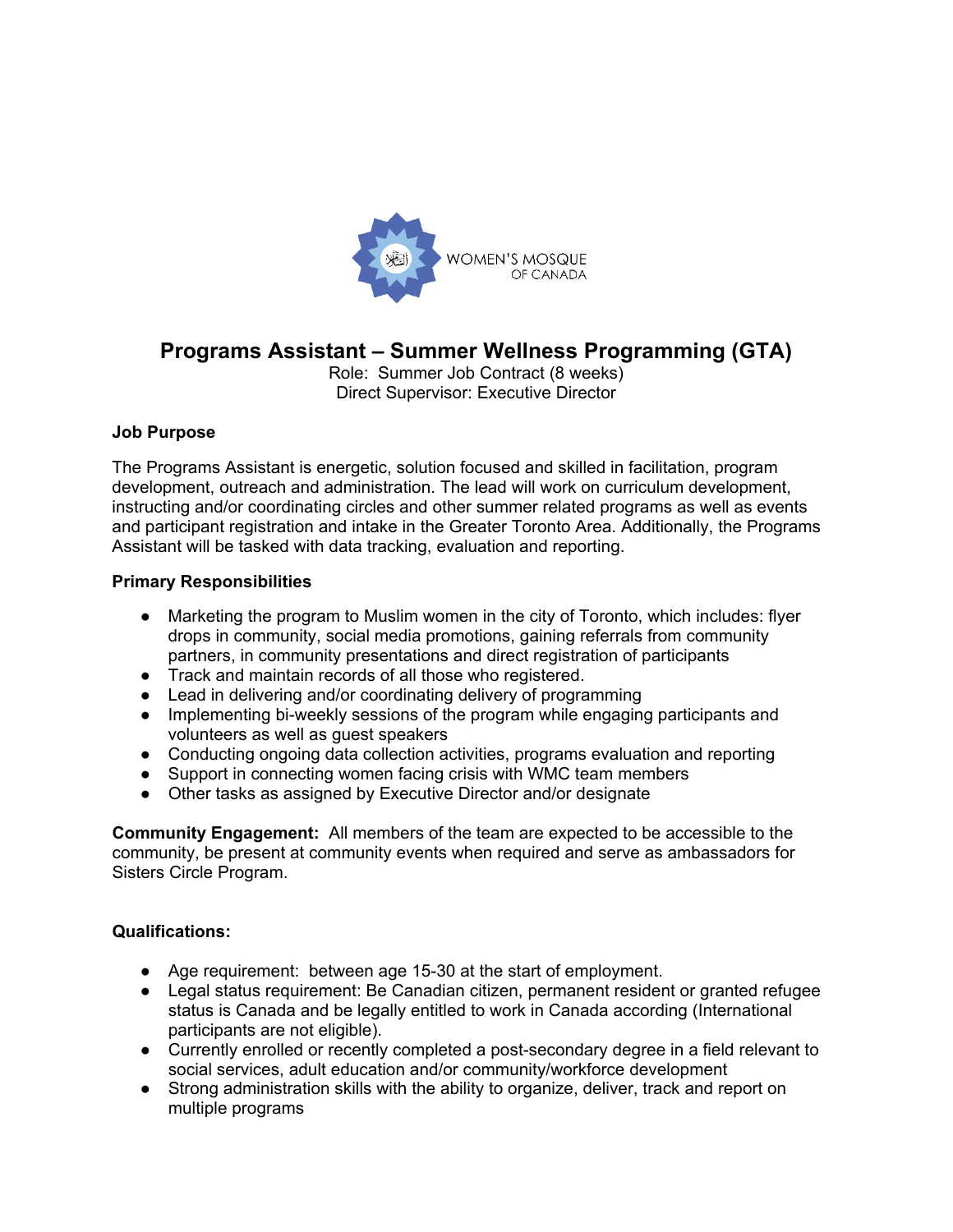WOMEN'S MOSQUE OF CANADA

# Programs Assistant – Summer Wellness Programming (GTA)

Role: Summer Job Contract (8 weeks)
Direct Supervisor: Executive Director

**Job Purpose**

The Programs Assistant is energetic, solution focused and skilled in facilitation, program development, outreach and administration. The lead will work on curriculum development, instructing and/or coordinating circles and other summer related programs as well as events and participant registration and intake in the Greater Toronto Area. Additionally, the Programs Assistant will be tasked with data tracking, evaluation and reporting.

**Primary Responsibilities**

- Marketing the program to Muslim women in the city of Toronto, which includes: flyer drops in community, social media promotions, gaining referrals from community partners, in community presentations and direct registration of participants
- Track and maintain records of all those who registered.
- Lead in delivering and/or coordinating delivery of programming
- Implementing bi-weekly sessions of the program while engaging participants and volunteers as well as guest speakers
- Conducting ongoing data collection activities, programs evaluation and reporting
- Support in connecting women facing crisis with WMC team members
- Other tasks as assigned by Executive Director and/or designate

**Community Engagement:** All members of the team are expected to be accessible to the community, be present at community events when required and serve as ambassadors for Sisters Circle Program.

**Qualifications:**

- Age requirement: between age 15-30 at the start of employment.
- Legal status requirement: Be Canadian citizen, permanent resident or granted refugee status is Canada and be legally entitled to work in Canada according (International participants are not eligible).
- Currently enrolled or recently completed a post-secondary degree in a field relevant to social services, adult education and/or community/workforce development
- Strong administration skills with the ability to organize, deliver, track and report on multiple programs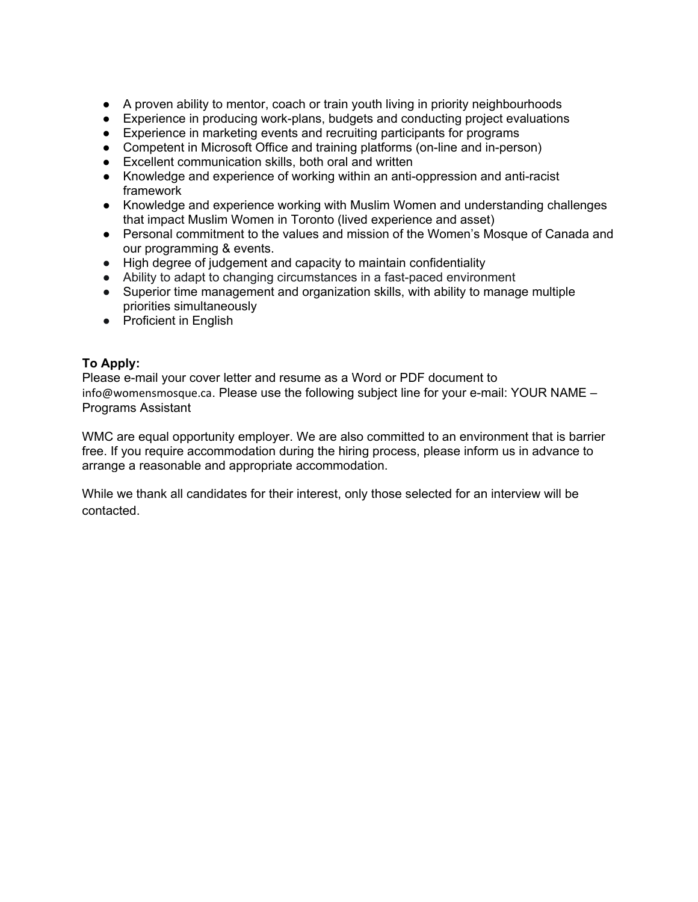- A proven ability to mentor, coach or train youth living in priority neighbourhoods
- Experience in producing work-plans, budgets and conducting project evaluations
- Experience in marketing events and recruiting participants for programs
- Competent in Microsoft Office and training platforms (on-line and in-person)
- Excellent communication skills, both oral and written
- Knowledge and experience of working within an anti-oppression and anti-racist framework
- Knowledge and experience working with Muslim Women and understanding challenges that impact Muslim Women in Toronto (lived experience and asset)
- Personal commitment to the values and mission of the Women's Mosque of Canada and our programming & events.
- High degree of judgement and capacity to maintain confidentiality
- Ability to adapt to changing circumstances in a fast-paced environment
- Superior time management and organization skills, with ability to manage multiple priorities simultaneously
- Proficient in English

**To Apply:**
Please e-mail your cover letter and resume as a Word or PDF document to info@womensmosque.ca. Please use the following subject line for your e-mail: YOUR NAME – Programs Assistant

WMC are equal opportunity employer. We are also committed to an environment that is barrier free. If you require accommodation during the hiring process, please inform us in advance to arrange a reasonable and appropriate accommodation.

While we thank all candidates for their interest, only those selected for an interview will be contacted.